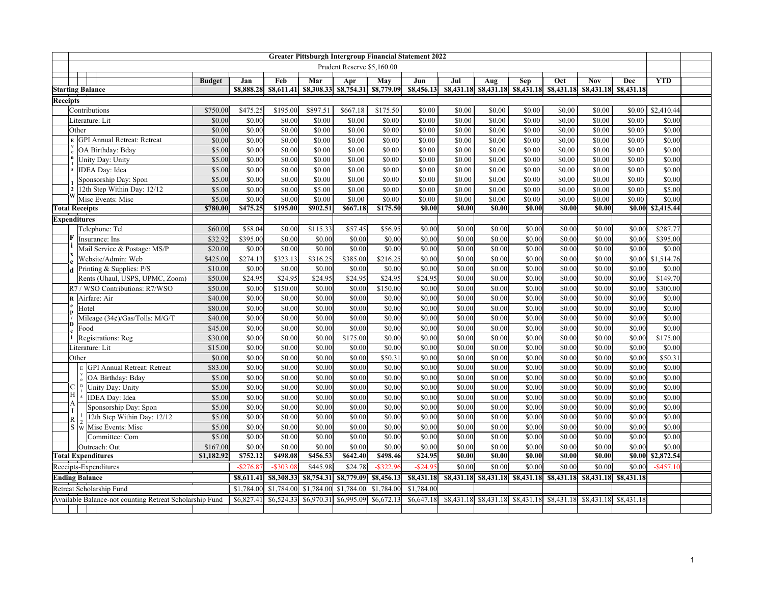# Greater Pittsburgh Intergroup Financial Statement 2022

Prudent Reserve $5,160.00

| | Budget | Jan | Feb | Mar | Apr | May | Jun | Jul | Aug | Sep | Oct | Nov | Dec | YTD |
|---|---|---|---|---|---|---|---|---|---|---|---|---|---|---|
| **Starting Balance** | | $8,888.28 | $8,611.41 | $8,308.33 | $8,754.31 | $8,779.09 | $8,456.13 | $8,431.18 | $8,431.18 | $8,431.18 | $8,431.18 | $8,431.18 | $8,431.18 | |
| **Receipts** | | | | | | | | | | | | | | |
| Contributions | $750.00 | $475.25 | $195.00 | $897.51 | $667.18 | $175.50 | $0.00 | $0.00 | $0.00 | $0.00 | $0.00 | $0.00 | $0.00 | $2,410.44 |
| Literature: Lit | $0.00 | $0.00 | $0.00 | $0.00 | $0.00 | $0.00 | $0.00 | $0.00 | $0.00 | $0.00 | $0.00 | $0.00 | $0.00 | $0.00 |
| Other | $0.00 | $0.00 | $0.00 | $0.00 | $0.00 | $0.00 | $0.00 | $0.00 | $0.00 | $0.00 | $0.00 | $0.00 | $0.00 | $0.00 |
| Events 12W: GPI Annual Retreat: Retreat | $0.00 | $0.00 | $0.00 | $0.00 | $0.00 | $0.00 | $0.00 | $0.00 | $0.00 | $0.00 | $0.00 | $0.00 | $0.00 | $0.00 |
| Events 12W: OA Birthday: Bday | $5.00 | $0.00 | $0.00 | $0.00 | $0.00 | $0.00 | $0.00 | $0.00 | $0.00 | $0.00 | $0.00 | $0.00 | $0.00 | $0.00 |
| Events 12W: Unity Day: Unity | $5.00 | $0.00 | $0.00 | $0.00 | $0.00 | $0.00 | $0.00 | $0.00 | $0.00 | $0.00 | $0.00 | $0.00 | $0.00 | $0.00 |
| Events 12W: IDEA Day: Idea | $5.00 | $0.00 | $0.00 | $0.00 | $0.00 | $0.00 | $0.00 | $0.00 | $0.00 | $0.00 | $0.00 | $0.00 | $0.00 | $0.00 |
| Events 12W: Sponsorship Day: Spon | $5.00 | $0.00 | $0.00 | $0.00 | $0.00 | $0.00 | $0.00 | $0.00 | $0.00 | $0.00 | $0.00 | $0.00 | $0.00 | $0.00 |
| Events 12W: 12th Step Within Day: 12/12 | $5.00 | $0.00 | $0.00 | $5.00 | $0.00 | $0.00 | $0.00 | $0.00 | $0.00 | $0.00 | $0.00 | $0.00 | $0.00 | $5.00 |
| Events 12W: Misc Events: Misc | $5.00 | $0.00 | $0.00 | $0.00 | $0.00 | $0.00 | $0.00 | $0.00 | $0.00 | $0.00 | $0.00 | $0.00 | $0.00 | $0.00 |
| **Total Receipts** | **$780.00** | **$475.25** | **$195.00** | **$902.51** | **$667.18** | **$175.50** | **$0.00** | **$0.00** | **$0.00** | **$0.00** | **$0.00** | **$0.00** | **$0.00** | **$2,415.44** |
| **Expenditures** | | | | | | | | | | | | | | |
| Fixed: Telephone: Tel | $60.00 | $58.04 | $0.00 | $115.33 | $57.45 | $56.95 | $0.00 | $0.00 | $0.00 | $0.00 | $0.00 | $0.00 | $0.00 | $287.77 |
| Fixed: Insurance: Ins | $32.92 | $395.00 | $0.00 | $0.00 | $0.00 | $0.00 | $0.00 | $0.00 | $0.00 | $0.00 | $0.00 | $0.00 | $0.00 | $395.00 |
| Fixed: Mail Service & Postage: MS/P | $20.00 | $0.00 | $0.00 | $0.00 | $0.00 | $0.00 | $0.00 | $0.00 | $0.00 | $0.00 | $0.00 | $0.00 | $0.00 | $0.00 |
| Fixed: Website/Admin: Web | $425.00 | $274.13 | $323.13 | $316.25 | $385.00 | $216.25 | $0.00 | $0.00 | $0.00 | $0.00 | $0.00 | $0.00 | $0.00 | $1,514.76 |
| Fixed: Printing & Supplies: P/S | $10.00 | $0.00 | $0.00 | $0.00 | $0.00 | $0.00 | $0.00 | $0.00 | $0.00 | $0.00 | $0.00 | $0.00 | $0.00 | $0.00 |
| Fixed: Rents (Uhaul, USPS, UPMC, Zoom) | $50.00 | $24.95 | $24.95 | $24.95 | $24.95 | $24.95 | $24.95 | $0.00 | $0.00 | $0.00 | $0.00 | $0.00 | $0.00 | $149.70 |
| R7 / WSO Contributions: R7/WSO | $50.00 | $0.00 | $150.00 | $0.00 | $0.00 | $150.00 | $0.00 | $0.00 | $0.00 | $0.00 | $0.00 | $0.00 | $0.00 | $300.00 |
| Rep/Del: Airfare: Air | $40.00 | $0.00 | $0.00 | $0.00 | $0.00 | $0.00 | $0.00 | $0.00 | $0.00 | $0.00 | $0.00 | $0.00 | $0.00 | $0.00 |
| Rep/Del: Hotel | $80.00 | $0.00 | $0.00 | $0.00 | $0.00 | $0.00 | $0.00 | $0.00 | $0.00 | $0.00 | $0.00 | $0.00 | $0.00 | $0.00 |
| Rep/Del: Mileage (34¢)/Gas/Tolls: M/G/T | $40.00 | $0.00 | $0.00 | $0.00 | $0.00 | $0.00 | $0.00 | $0.00 | $0.00 | $0.00 | $0.00 | $0.00 | $0.00 | $0.00 |
| Rep/Del: Food | $45.00 | $0.00 | $0.00 | $0.00 | $0.00 | $0.00 | $0.00 | $0.00 | $0.00 | $0.00 | $0.00 | $0.00 | $0.00 | $0.00 |
| Rep/Del: Registrations: Reg | $30.00 | $0.00 | $0.00 | $0.00 | $175.00 | $0.00 | $0.00 | $0.00 | $0.00 | $0.00 | $0.00 | $0.00 | $0.00 | $175.00 |
| Literature: Lit | $15.00 | $0.00 | $0.00 | $0.00 | $0.00 | $0.00 | $0.00 | $0.00 | $0.00 | $0.00 | $0.00 | $0.00 | $0.00 | $0.00 |
| Other | $0.00 | $0.00 | $0.00 | $0.00 | $0.00 | $50.31 | $0.00 | $0.00 | $0.00 | $0.00 | $0.00 | $0.00 | $0.00 | $50.31 |
| CHAIRS: Events 12W: GPI Annual Retreat: Retreat | $83.00 | $0.00 | $0.00 | $0.00 | $0.00 | $0.00 | $0.00 | $0.00 | $0.00 | $0.00 | $0.00 | $0.00 | $0.00 | $0.00 |
| CHAIRS: Events 12W: OA Birthday: Bday | $5.00 | $0.00 | $0.00 | $0.00 | $0.00 | $0.00 | $0.00 | $0.00 | $0.00 | $0.00 | $0.00 | $0.00 | $0.00 | $0.00 |
| CHAIRS: Events 12W: Unity Day: Unity | $5.00 | $0.00 | $0.00 | $0.00 | $0.00 | $0.00 | $0.00 | $0.00 | $0.00 | $0.00 | $0.00 | $0.00 | $0.00 | $0.00 |
| CHAIRS: Events 12W: IDEA Day: Idea | $5.00 | $0.00 | $0.00 | $0.00 | $0.00 | $0.00 | $0.00 | $0.00 | $0.00 | $0.00 | $0.00 | $0.00 | $0.00 | $0.00 |
| CHAIRS: Events 12W: Sponsorship Day: Spon | $5.00 | $0.00 | $0.00 | $0.00 | $0.00 | $0.00 | $0.00 | $0.00 | $0.00 | $0.00 | $0.00 | $0.00 | $0.00 | $0.00 |
| CHAIRS: Events 12W: 12th Step Within Day: 12/12 | $5.00 | $0.00 | $0.00 | $0.00 | $0.00 | $0.00 | $0.00 | $0.00 | $0.00 | $0.00 | $0.00 | $0.00 | $0.00 | $0.00 |
| CHAIRS: Events 12W: Misc Events: Misc | $5.00 | $0.00 | $0.00 | $0.00 | $0.00 | $0.00 | $0.00 | $0.00 | $0.00 | $0.00 | $0.00 | $0.00 | $0.00 | $0.00 |
| CHAIRS: Committee: Com | $5.00 | $0.00 | $0.00 | $0.00 | $0.00 | $0.00 | $0.00 | $0.00 | $0.00 | $0.00 | $0.00 | $0.00 | $0.00 | $0.00 |
| CHAIRS: Outreach: Out | $167.00 | $0.00 | $0.00 | $0.00 | $0.00 | $0.00 | $0.00 | $0.00 | $0.00 | $0.00 | $0.00 | $0.00 | $0.00 | $0.00 |
| **Total Expenditures** | **$1,182.92** | **$752.12** | **$498.08** | **$456.53** | **$642.40** | **$498.46** | **$24.95** | **$0.00** | **$0.00** | **$0.00** | **$0.00** | **$0.00** | **$0.00** | **$2,872.54** |
| Receipts-Expenditures | | -$276.87 | -$303.08 | $445.98 | $24.78 | -$322.96 | -$24.95 | $0.00 | $0.00 | $0.00 | $0.00 | $0.00 | $0.00 | -$457.10 |
| **Ending Balance** | | **$8,611.41** | **$8,308.33** | **$8,754.31** | **$8,779.09** | **$8,456.13** | **$8,431.18** | **$8,431.18** | **$8,431.18** | **$8,431.18** | **$8,431.18** | **$8,431.18** | **$8,431.18** | |
| Retreat Scholarship Fund | | $1,784.00 | $1,784.00 | $1,784.00 | $1,784.00 | $1,784.00 | $1,784.00 | | | | | | | |
| Available Balance-not counting Retreat Scholarship Fund | | $6,827.41 | $6,524.33 | $6,970.31 | $6,995.09 | $6,672.13 | $6,647.18 | $8,431.18 | $8,431.18 | $8,431.18 | $8,431.18 | $8,431.18 | $8,431.18 | |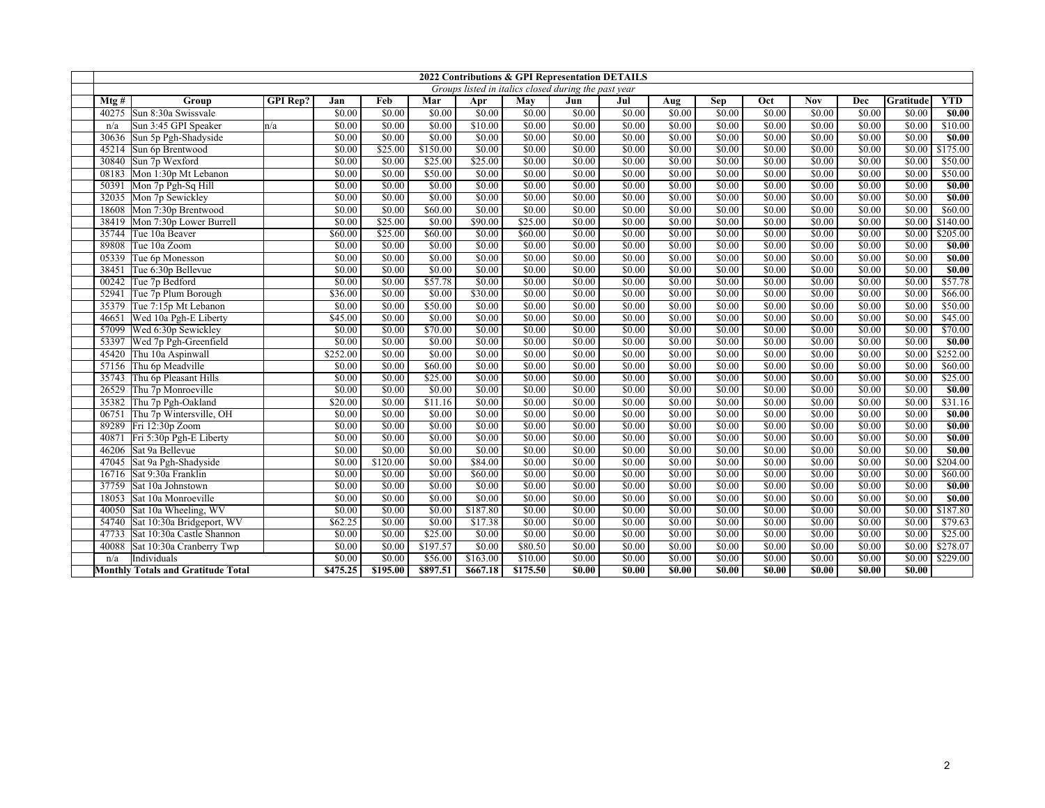| 2022 Contributions & GPI Representation DETAILS | | | | | | | | | | | | | | | | |
|---|---|---|---|---|---|---|---|---|---|---|---|---|---|---|---|---|
| *Groups listed in italics closed during the past year* | | | | | | | | | | | | | | | | |
| **Mtg #** | **Group** | **GPI Rep?** | **Jan** | **Feb** | **Mar** | **Apr** | **May** | **Jun** | **Jul** | **Aug** | **Sep** | **Oct** | **Nov** | **Dec** | **Gratitude** | **YTD** |
| 40275 | Sun 8:30a Swissvale | | $0.00 | $0.00 | $0.00 | $0.00 | $0.00 | $0.00 | $0.00 | $0.00 | $0.00 | $0.00 | $0.00 | $0.00 | $0.00 | **$0.00** |
| n/a | Sun 3:45 GPI Speaker | n/a | $0.00 | $0.00 | $0.00 | $10.00 | $0.00 | $0.00 | $0.00 | $0.00 | $0.00 | $0.00 | $0.00 | $0.00 | $0.00 | $10.00 |
| 30636 | Sun 5p Pgh-Shadyside | | $0.00 | $0.00 | $0.00 | $0.00 | $0.00 | $0.00 | $0.00 | $0.00 | $0.00 | $0.00 | $0.00 | $0.00 | $0.00 | **$0.00** |
| 45214 | Sun 6p Brentwood | | $0.00 | $25.00 | $150.00 | $0.00 | $0.00 | $0.00 | $0.00 | $0.00 | $0.00 | $0.00 | $0.00 | $0.00 | $0.00 | $175.00 |
| 30840 | Sun 7p Wexford | | $0.00 | $0.00 | $25.00 | $25.00 | $0.00 | $0.00 | $0.00 | $0.00 | $0.00 | $0.00 | $0.00 | $0.00 | $0.00 | $50.00 |
| 08183 | Mon 1:30p Mt Lebanon | | $0.00 | $0.00 | $50.00 | $0.00 | $0.00 | $0.00 | $0.00 | $0.00 | $0.00 | $0.00 | $0.00 | $0.00 | $0.00 | $50.00 |
| 50391 | Mon 7p Pgh-Sq Hill | | $0.00 | $0.00 | $0.00 | $0.00 | $0.00 | $0.00 | $0.00 | $0.00 | $0.00 | $0.00 | $0.00 | $0.00 | $0.00 | **$0.00** |
| 32035 | Mon 7p Sewickley | | $0.00 | $0.00 | $0.00 | $0.00 | $0.00 | $0.00 | $0.00 | $0.00 | $0.00 | $0.00 | $0.00 | $0.00 | $0.00 | **$0.00** |
| 18608 | Mon 7:30p Brentwood | | $0.00 | $0.00 | $60.00 | $0.00 | $0.00 | $0.00 | $0.00 | $0.00 | $0.00 | $0.00 | $0.00 | $0.00 | $0.00 | $60.00 |
| 38419 | Mon 7:30p Lower Burrell | | $0.00 | $25.00 | $0.00 | $90.00 | $25.00 | $0.00 | $0.00 | $0.00 | $0.00 | $0.00 | $0.00 | $0.00 | $0.00 | $140.00 |
| 35744 | Tue 10a Beaver | | $60.00 | $25.00 | $60.00 | $0.00 | $60.00 | $0.00 | $0.00 | $0.00 | $0.00 | $0.00 | $0.00 | $0.00 | $0.00 | $205.00 |
| 89808 | Tue 10a Zoom | | $0.00 | $0.00 | $0.00 | $0.00 | $0.00 | $0.00 | $0.00 | $0.00 | $0.00 | $0.00 | $0.00 | $0.00 | $0.00 | **$0.00** |
| 05339 | Tue 6p Monesson | | $0.00 | $0.00 | $0.00 | $0.00 | $0.00 | $0.00 | $0.00 | $0.00 | $0.00 | $0.00 | $0.00 | $0.00 | $0.00 | **$0.00** |
| 38451 | Tue 6:30p Bellevue | | $0.00 | $0.00 | $0.00 | $0.00 | $0.00 | $0.00 | $0.00 | $0.00 | $0.00 | $0.00 | $0.00 | $0.00 | $0.00 | **$0.00** |
| 00242 | Tue 7p Bedford | | $0.00 | $0.00 | $57.78 | $0.00 | $0.00 | $0.00 | $0.00 | $0.00 | $0.00 | $0.00 | $0.00 | $0.00 | $0.00 | $57.78 |
| 52941 | Tue 7p Plum Borough | | $36.00 | $0.00 | $0.00 | $30.00 | $0.00 | $0.00 | $0.00 | $0.00 | $0.00 | $0.00 | $0.00 | $0.00 | $0.00 | $66.00 |
| 35379 | Tue 7:15p Mt Lebanon | | $0.00 | $0.00 | $50.00 | $0.00 | $0.00 | $0.00 | $0.00 | $0.00 | $0.00 | $0.00 | $0.00 | $0.00 | $0.00 | $50.00 |
| 46651 | Wed 10a Pgh-E Liberty | | $45.00 | $0.00 | $0.00 | $0.00 | $0.00 | $0.00 | $0.00 | $0.00 | $0.00 | $0.00 | $0.00 | $0.00 | $0.00 | $45.00 |
| 57099 | Wed 6:30p Sewickley | | $0.00 | $0.00 | $70.00 | $0.00 | $0.00 | $0.00 | $0.00 | $0.00 | $0.00 | $0.00 | $0.00 | $0.00 | $0.00 | $70.00 |
| 53397 | Wed 7p Pgh-Greenfield | | $0.00 | $0.00 | $0.00 | $0.00 | $0.00 | $0.00 | $0.00 | $0.00 | $0.00 | $0.00 | $0.00 | $0.00 | $0.00 | **$0.00** |
| 45420 | Thu 10a Aspinwall | | $252.00 | $0.00 | $0.00 | $0.00 | $0.00 | $0.00 | $0.00 | $0.00 | $0.00 | $0.00 | $0.00 | $0.00 | $0.00 | $252.00 |
| 57156 | Thu 6p Meadville | | $0.00 | $0.00 | $60.00 | $0.00 | $0.00 | $0.00 | $0.00 | $0.00 | $0.00 | $0.00 | $0.00 | $0.00 | $0.00 | $60.00 |
| 35743 | Thu 6p Pleasant Hills | | $0.00 | $0.00 | $25.00 | $0.00 | $0.00 | $0.00 | $0.00 | $0.00 | $0.00 | $0.00 | $0.00 | $0.00 | $0.00 | $25.00 |
| 26529 | Thu 7p Monroeville | | $0.00 | $0.00 | $0.00 | $0.00 | $0.00 | $0.00 | $0.00 | $0.00 | $0.00 | $0.00 | $0.00 | $0.00 | $0.00 | **$0.00** |
| 35382 | Thu 7p Pgh-Oakland | | $20.00 | $0.00 | $11.16 | $0.00 | $0.00 | $0.00 | $0.00 | $0.00 | $0.00 | $0.00 | $0.00 | $0.00 | $0.00 | $31.16 |
| 06751 | Thu 7p Wintersville, OH | | $0.00 | $0.00 | $0.00 | $0.00 | $0.00 | $0.00 | $0.00 | $0.00 | $0.00 | $0.00 | $0.00 | $0.00 | $0.00 | **$0.00** |
| 89289 | Fri 12:30p Zoom | | $0.00 | $0.00 | $0.00 | $0.00 | $0.00 | $0.00 | $0.00 | $0.00 | $0.00 | $0.00 | $0.00 | $0.00 | $0.00 | **$0.00** |
| 40871 | Fri 5:30p Pgh-E Liberty | | $0.00 | $0.00 | $0.00 | $0.00 | $0.00 | $0.00 | $0.00 | $0.00 | $0.00 | $0.00 | $0.00 | $0.00 | $0.00 | **$0.00** |
| 46206 | Sat 9a Bellevue | | $0.00 | $0.00 | $0.00 | $0.00 | $0.00 | $0.00 | $0.00 | $0.00 | $0.00 | $0.00 | $0.00 | $0.00 | $0.00 | **$0.00** |
| 47045 | Sat 9a Pgh-Shadyside | | $0.00 | $120.00 | $0.00 | $84.00 | $0.00 | $0.00 | $0.00 | $0.00 | $0.00 | $0.00 | $0.00 | $0.00 | $0.00 | $204.00 |
| 16716 | Sat 9:30a Franklin | | $0.00 | $0.00 | $0.00 | $60.00 | $0.00 | $0.00 | $0.00 | $0.00 | $0.00 | $0.00 | $0.00 | $0.00 | $0.00 | $60.00 |
| 37759 | Sat 10a Johnstown | | $0.00 | $0.00 | $0.00 | $0.00 | $0.00 | $0.00 | $0.00 | $0.00 | $0.00 | $0.00 | $0.00 | $0.00 | $0.00 | **$0.00** |
| 18053 | Sat 10a Monroeville | | $0.00 | $0.00 | $0.00 | $0.00 | $0.00 | $0.00 | $0.00 | $0.00 | $0.00 | $0.00 | $0.00 | $0.00 | $0.00 | **$0.00** |
| 40050 | Sat 10a Wheeling, WV | | $0.00 | $0.00 | $0.00 | $187.80 | $0.00 | $0.00 | $0.00 | $0.00 | $0.00 | $0.00 | $0.00 | $0.00 | $0.00 | $187.80 |
| 54740 | Sat 10:30a Bridgeport, WV | | $62.25 | $0.00 | $0.00 | $17.38 | $0.00 | $0.00 | $0.00 | $0.00 | $0.00 | $0.00 | $0.00 | $0.00 | $0.00 | $79.63 |
| 47733 | Sat 10:30a Castle Shannon | | $0.00 | $0.00 | $25.00 | $0.00 | $0.00 | $0.00 | $0.00 | $0.00 | $0.00 | $0.00 | $0.00 | $0.00 | $0.00 | $25.00 |
| 40088 | Sat 10:30a Cranberry Twp | | $0.00 | $0.00 | $197.57 | $0.00 | $80.50 | $0.00 | $0.00 | $0.00 | $0.00 | $0.00 | $0.00 | $0.00 | $0.00 | $278.07 |
| n/a | Individuals | | $0.00 | $0.00 | $56.00 | $163.00 | $10.00 | $0.00 | $0.00 | $0.00 | $0.00 | $0.00 | $0.00 | $0.00 | $0.00 | $229.00 |
| **Monthly Totals and Gratitude Total** | | | **$475.25** | **$195.00** | **$897.51** | **$667.18** | **$175.50** | **$0.00** | **$0.00** | **$0.00** | **$0.00** | **$0.00** | **$0.00** | **$0.00** | **$0.00** | |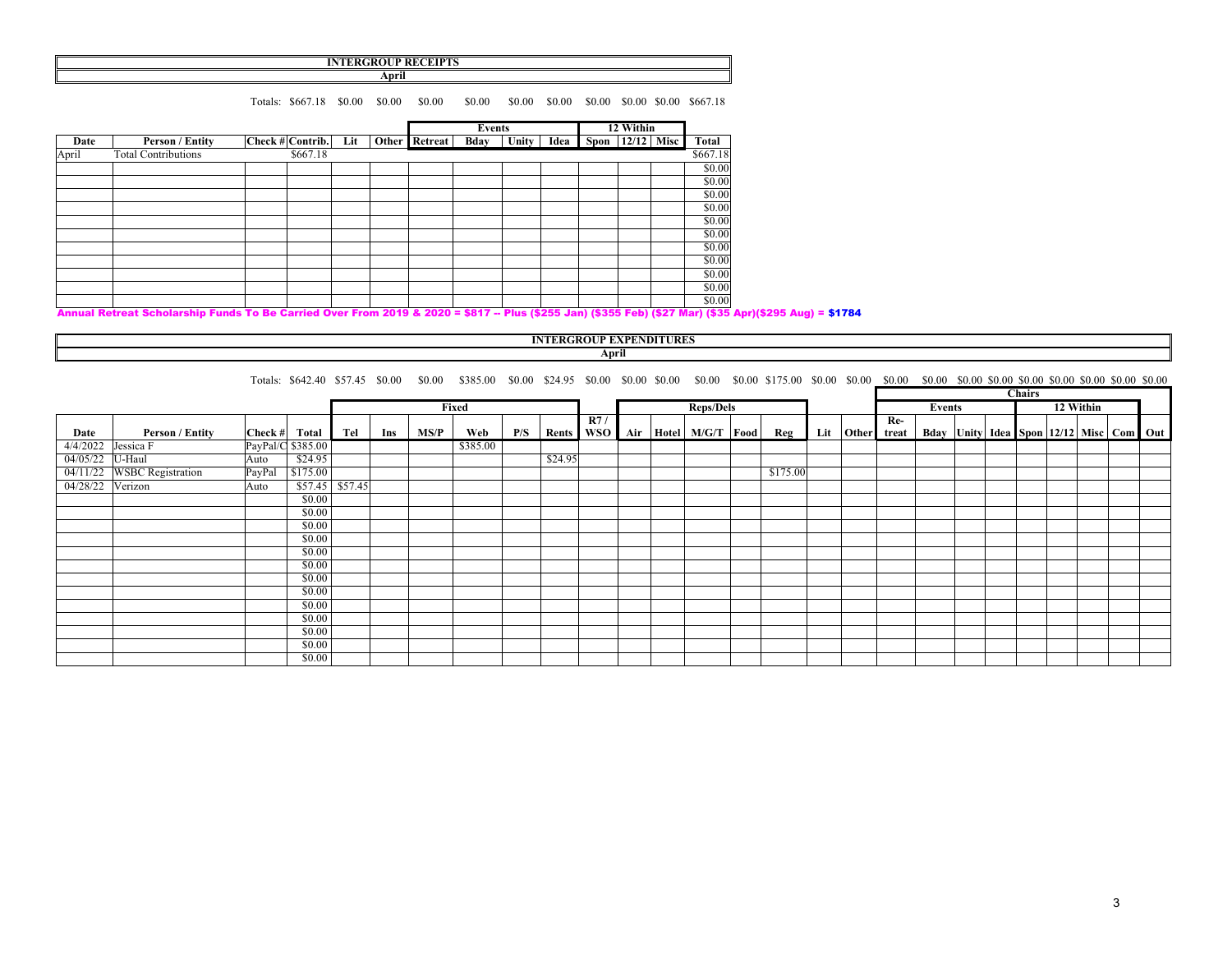## INTERGROUP RECEIPTS

**April**

| | | | | | | | Events | | | 12 Within | | | |
|---|---|---|---|---|---|---|---|---|---|---|---|---|---|
| **Date** | **Person / Entity** | **Check #** | **Contrib.** | **Lit** | **Other** | **Retreat** | **Bday** | **Unity** | **Idea** | **Spon** | **12/12** | **Misc** | **Total** |
| | | Totals: | $667.18 | $0.00 | $0.00 | $0.00 | $0.00 | $0.00 | $0.00 | $0.00 | $0.00 | $0.00 | $667.18 |
| April | Total Contributions | | $667.18 | | | | | | | | | | $667.18 |
| | | | | | | | | | | | | | $0.00 |
| | | | | | | | | | | | | | $0.00 |
| | | | | | | | | | | | | | $0.00 |
| | | | | | | | | | | | | | $0.00 |
| | | | | | | | | | | | | | $0.00 |
| | | | | | | | | | | | | | $0.00 |
| | | | | | | | | | | | | | $0.00 |
| | | | | | | | | | | | | | $0.00 |
| | | | | | | | | | | | | | $0.00 |
| | | | | | | | | | | | | | $0.00 |
| | | | | | | | | | | | | | $0.00 |

**Annual Retreat Scholarship Funds To Be Carried Over From 2019 & 2020 = $817 -- Plus ($255 Jan) ($355 Feb) ($27 Mar) ($35 Apr)($295 Aug) = $1784**

## INTERGROUP EXPENDITURES

**April**

| | | | | Fixed | | | | | | Reps/Dels | | | | | | | Chairs | | | | | | | | | |
|---|---|---|---|---|---|---|---|---|---|---|---|---|---|---|---|---|---|---|---|---|---|---|---|---|---|---|
| | | | | | | | | | | | | | | | | | | Events | | | 12 Within | | | | | |
| **Date** | **Person / Entity** | **Check #** | **Total** | **Tel** | **Ins** | **MS/P** | **Web** | **P/S** | **Rents** | **R7 / WSO** | **Air** | **Hotel** | **M/G/T** | **Food** | **Reg** | **Lit** | **Other** | **Re-treat** | **Bday** | **Unity** | **Idea** | **Spon** | **12/12** | **Misc** | **Com** | **Out** |
| | | Totals: | $642.40 | $57.45 | $0.00 | $0.00 | $385.00 | $0.00 | $24.95 | $0.00 | $0.00 | $0.00 | $0.00 | $0.00 | $175.00 | $0.00 | $0.00 | $0.00 | $0.00 | $0.00 | $0.00 | $0.00 | $0.00 | $0.00 | $0.00 | $0.00 |
| 4/4/2022 | Jessica F | PayPal/C | $385.00 | | | | $385.00 | | | | | | | | | | | | | | | | | | | |
| 04/05/22 | U-Haul | Auto | $24.95 | | | | | | $24.95 | | | | | | | | | | | | | | | | | |
| 04/11/22 | WSBC Registration | PayPal | $175.00 | | | | | | | | | | | | $175.00 | | | | | | | | | | | |
| 04/28/22 | Verizon | Auto | $57.45 | $57.45 | | | | | | | | | | | | | | | | | | | | | | |
| | | | $0.00 | | | | | | | | | | | | | | | | | | | | | | | |
| | | | $0.00 | | | | | | | | | | | | | | | | | | | | | | | |
| | | | $0.00 | | | | | | | | | | | | | | | | | | | | | | | |
| | | | $0.00 | | | | | | | | | | | | | | | | | | | | | | | |
| | | | $0.00 | | | | | | | | | | | | | | | | | | | | | | | |
| | | | $0.00 | | | | | | | | | | | | | | | | | | | | | | | |
| | | | $0.00 | | | | | | | | | | | | | | | | | | | | | | | |
| | | | $0.00 | | | | | | | | | | | | | | | | | | | | | | | |
| | | | $0.00 | | | | | | | | | | | | | | | | | | | | | | | |
| | | | $0.00 | | | | | | | | | | | | | | | | | | | | | | | |
| | | | $0.00 | | | | | | | | | | | | | | | | | | | | | | | |
| | | | $0.00 | | | | | | | | | | | | | | | | | | | | | | | |
| | | | $0.00 | | | | | | | | | | | | | | | | | | | | | | | |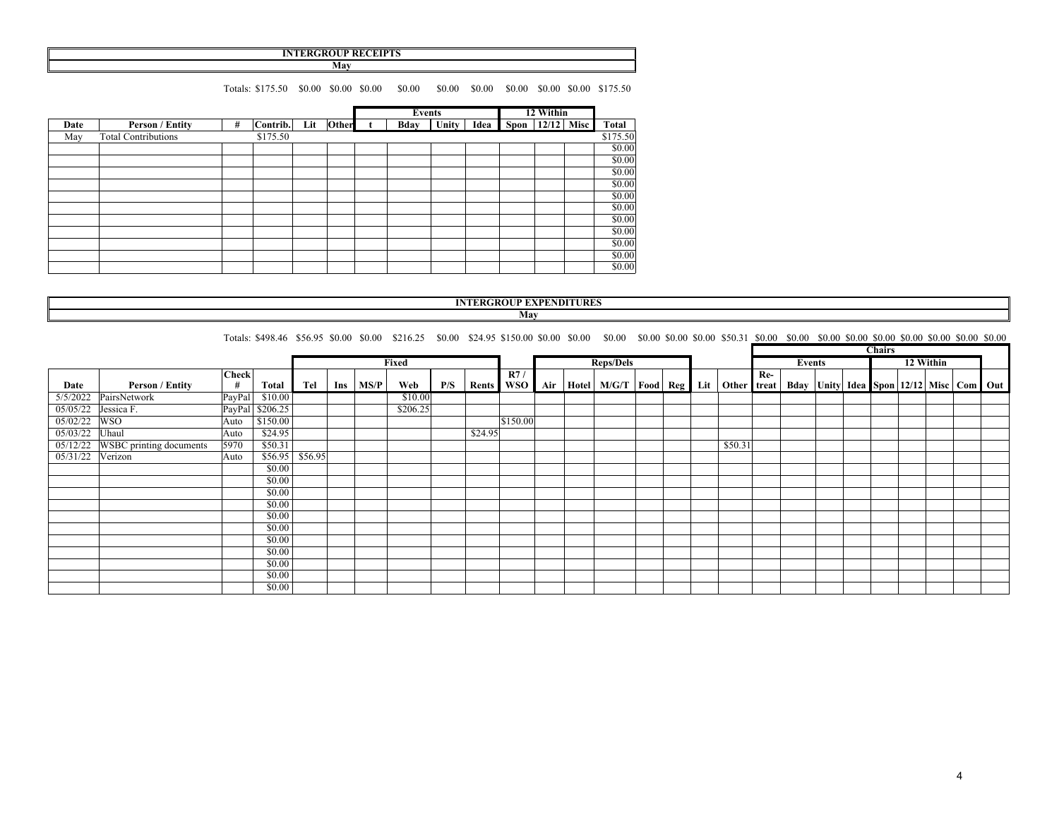## INTERGROUP RECEIPTS

### May

| Date | Person / Entity | # | Contrib. | Lit | Other | t | Events Bday | Unity | Idea | 12 Within Spon | 12/12 | Misc | Total |
|---|---|---|---|---|---|---|---|---|---|---|---|---|---|
| | | Totals: | $175.50 | $0.00 | $0.00 | $0.00 | $0.00 | $0.00 | $0.00 | $0.00 | $0.00 | $0.00 | $175.50 |
| May | Total Contributions | | $175.50 | | | | | | | | | | $175.50 |
| | | | | | | | | | | | | | $0.00 |
| | | | | | | | | | | | | | $0.00 |
| | | | | | | | | | | | | | $0.00 |
| | | | | | | | | | | | | | $0.00 |
| | | | | | | | | | | | | | $0.00 |
| | | | | | | | | | | | | | $0.00 |
| | | | | | | | | | | | | | $0.00 |
| | | | | | | | | | | | | | $0.00 |
| | | | | | | | | | | | | | $0.00 |
| | | | | | | | | | | | | | $0.00 |
| | | | | | | | | | | | | | $0.00 |

## INTERGROUP EXPENDITURES

### May

| Date | Person / Entity | Check # | Total | Fixed Tel | Ins | MS/P | Web | P/S | Rents | R7 / WSO | Reps/Dels Air | Hotel | M/G/T | Food | Reg | Lit | Other | Chairs Events Re-treat | Bday | Unity | Idea | 12 Within Spon | 12/12 | Misc | Com | Out |
|---|---|---|---|---|---|---|---|---|---|---|---|---|---|---|---|---|---|---|---|---|---|---|---|---|---|---|
| | | Totals: | $498.46 | $56.95 | $0.00 | $0.00 | $216.25 | $0.00 | $24.95 | $150.00 | $0.00 | $0.00 | $0.00 | $0.00 | $0.00 | $0.00 | $50.31 | $0.00 | $0.00 | $0.00 | $0.00 | $0.00 | $0.00 | $0.00 | $0.00 | $0.00 |
| 5/5/2022 | PairsNetwork | PayPal | $10.00 | | | | $10.00 | | | | | | | | | | | | | | | | | | | |
| 05/05/22 | Jessica F. | PayPal | $206.25 | | | | $206.25 | | | | | | | | | | | | | | | | | | | |
| 05/02/22 | WSO | Auto | $150.00 | | | | | | | $150.00 | | | | | | | | | | | | | | | | |
| 05/03/22 | Uhaul | Auto | $24.95 | | | | | | $24.95 | | | | | | | | | | | | | | | | | |
| 05/12/22 | WSBC printing documents | 5970 | $50.31 | | | | | | | | | | | | | | $50.31 | | | | | | | | | |
| 05/31/22 | Verizon | Auto | $56.95 | $56.95 | | | | | | | | | | | | | | | | | | | | | | |
| | | | $0.00 | | | | | | | | | | | | | | | | | | | | | | | |
| | | | $0.00 | | | | | | | | | | | | | | | | | | | | | | | |
| | | | $0.00 | | | | | | | | | | | | | | | | | | | | | | | |
| | | | $0.00 | | | | | | | | | | | | | | | | | | | | | | | |
| | | | $0.00 | | | | | | | | | | | | | | | | | | | | | | | |
| | | | $0.00 | | | | | | | | | | | | | | | | | | | | | | | |
| | | | $0.00 | | | | | | | | | | | | | | | | | | | | | | | |
| | | | $0.00 | | | | | | | | | | | | | | | | | | | | | | | |
| | | | $0.00 | | | | | | | | | | | | | | | | | | | | | | | |
| | | | $0.00 | | | | | | | | | | | | | | | | | | | | | | | |
| | | | $0.00 | | | | | | | | | | | | | | | | | | | | | | | |